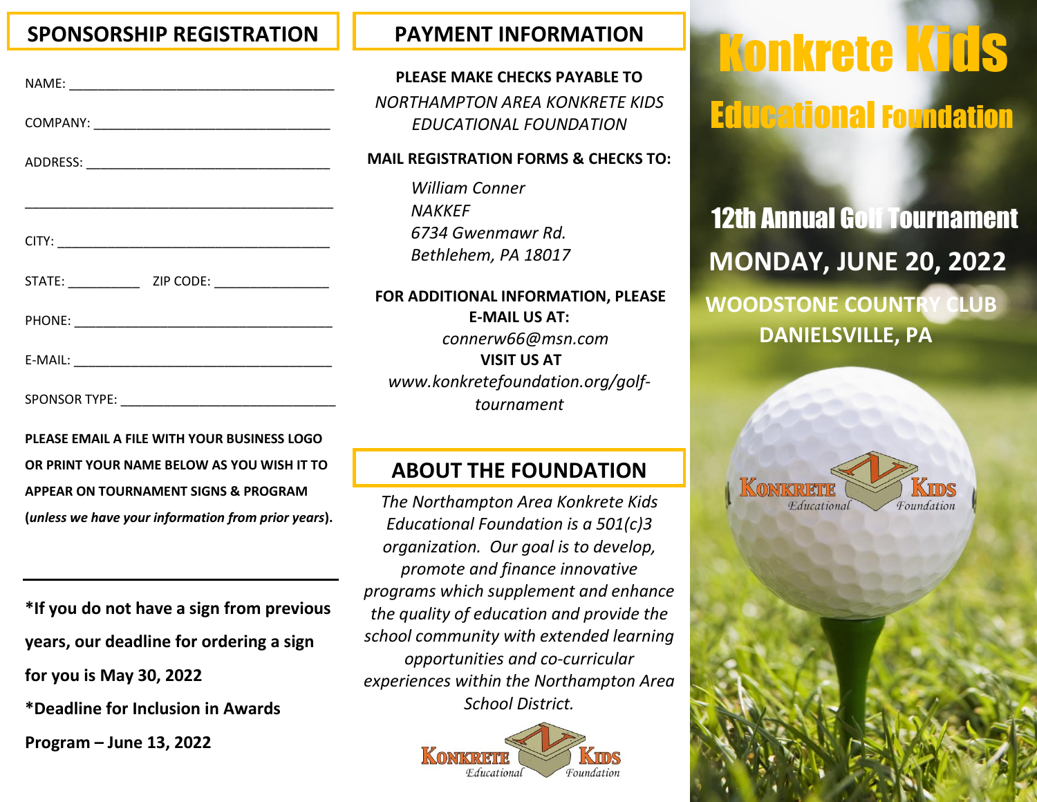## SPONSORSHIP REGISTRATION

NAME: ___________________________________

COMPANY: ________________________________

ADDRESS: ________________________________

_________________________________________

CITY: ____________________________________

STATE: _________ ZIP CODE: _______________

PHONE: __________________________________

E-MAIL: __________________________________

SPONSOR TYPE: ___________________________

**PLEASE EMAIL A FILE WITH YOUR BUSINESS LOGO OR PRINT YOUR NAME BELOW AS YOU WISH IT TO APPEAR ON TOURNAMENT SIGNS & PROGRAM (*unless we have your information from prior years*).**

_________________________________________

**\*If you do not have a sign from previous years, our deadline for ordering a sign for you is May 30, 2022**

**\*Deadline for Inclusion in Awards Program – June 13, 2022**

## PAYMENT INFORMATION

**PLEASE MAKE CHECKS PAYABLE TO**

*NORTHAMPTON AREA KONKRETE KIDS EDUCATIONAL FOUNDATION*

**MAIL REGISTRATION FORMS & CHECKS TO:**

*William Conner*
*NAKKEF*
*6734 Gwenmawr Rd.*
*Bethlehem, PA 18017*

**FOR ADDITIONAL INFORMATION, PLEASE E-MAIL US AT:**

*connerw66@msn.com*

**VISIT US AT**

*www.konkretefoundation.org/golf-tournament*

## ABOUT THE FOUNDATION

*The Northampton Area Konkrete Kids Educational Foundation is a 501(c)3 organization. Our goal is to develop, promote and finance innovative programs which supplement and enhance the quality of education and provide the school community with extended learning opportunities and co-curricular experiences within the Northampton Area School District.*

KONKRETE KIDS Educational Foundation

# Konkrete Kids Educational Foundation

## 12th Annual Golf Tournament

## MONDAY, JUNE 20, 2022

### WOODSTONE COUNTRY CLUB
### DANIELSVILLE, PA

KONKRETE KIDS Educational Foundation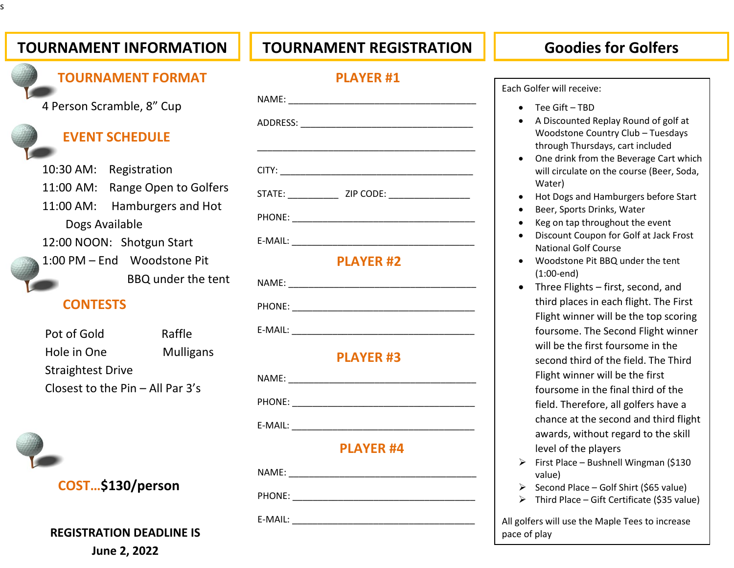# TOURNAMENT INFORMATION

## TOURNAMENT FORMAT

4 Person Scramble, 8" Cup

## EVENT SCHEDULE

10:30 AM: Registration

11:00 AM: Range Open to Golfers

11:00 AM: Hamburgers and Hot Dogs Available

12:00 NOON: Shotgun Start

1:00 PM – End Woodstone Pit BBQ under the tent

## CONTESTS

Pot of Gold

Raffle

Hole in One

Mulligans

Straightest Drive

Closest to the Pin – All Par 3's

## COST…$130/person

**REGISTRATION DEADLINE IS June 2, 2022**

# TOURNAMENT REGISTRATION

## PLAYER #1

NAME: ____________________________________

ADDRESS: ________________________________

__________________________________________

CITY: _____________________________________

STATE: __________ ZIP CODE: _______________

PHONE: ___________________________________

E-MAIL: ___________________________________

## PLAYER #2

NAME: ____________________________________

PHONE: ___________________________________

E-MAIL: ___________________________________

## PLAYER #3

NAME: ____________________________________

PHONE: ___________________________________

E-MAIL: ___________________________________

## PLAYER #4

NAME: ____________________________________

PHONE: ___________________________________

E-MAIL: ___________________________________

# Goodies for Golfers

Each Golfer will receive:

- Tee Gift – TBD
- A Discounted Replay Round of golf at Woodstone Country Club – Tuesdays through Thursdays, cart included
- One drink from the Beverage Cart which will circulate on the course (Beer, Soda, Water)
- Hot Dogs and Hamburgers before Start
- Beer, Sports Drinks, Water
- Keg on tap throughout the event
- Discount Coupon for Golf at Jack Frost National Golf Course
- Woodstone Pit BBQ under the tent (1:00-end)
- Three Flights – first, second, and third places in each flight. The First Flight winner will be the top scoring foursome. The Second Flight winner will be the first foursome in the second third of the field. The Third Flight winner will be the first foursome in the final third of the field. Therefore, all golfers have a chance at the second and third flight awards, without regard to the skill level of the players
  - First Place – Bushnell Wingman ($130 value)
  - Second Place – Golf Shirt ($65 value)
  - Third Place – Gift Certificate ($35 value)

All golfers will use the Maple Tees to increase pace of play